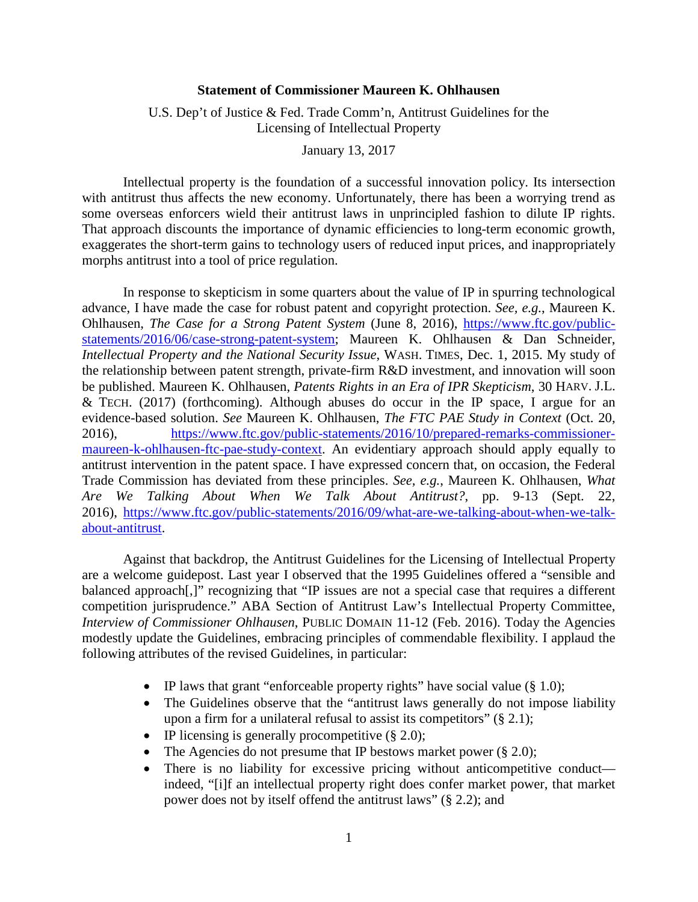**Statement of Commissioner Maureen K. Ohlhausen**

U.S. Dep't of Justice & Fed. Trade Comm'n, Antitrust Guidelines for the Licensing of Intellectual Property

January 13, 2017

Intellectual property is the foundation of a successful innovation policy. Its intersection with antitrust thus affects the new economy. Unfortunately, there has been a worrying trend as some overseas enforcers wield their antitrust laws in unprincipled fashion to dilute IP rights. That approach discounts the importance of dynamic efficiencies to long-term economic growth, exaggerates the short-term gains to technology users of reduced input prices, and inappropriately morphs antitrust into a tool of price regulation.

In response to skepticism in some quarters about the value of IP in spurring technological advance, I have made the case for robust patent and copyright protection. *See, e.g.*, Maureen K. Ohlhausen, *The Case for a Strong Patent System* (June 8, 2016), https://www.ftc.gov/public-statements/2016/06/case-strong-patent-system; Maureen K. Ohlhausen & Dan Schneider, *Intellectual Property and the National Security Issue*, WASH. TIMES, Dec. 1, 2015. My study of the relationship between patent strength, private-firm R&D investment, and innovation will soon be published. Maureen K. Ohlhausen, *Patents Rights in an Era of IPR Skepticism*, 30 HARV. J.L. & TECH. (2017) (forthcoming). Although abuses do occur in the IP space, I argue for an evidence-based solution. *See* Maureen K. Ohlhausen, *The FTC PAE Study in Context* (Oct. 20, 2016), https://www.ftc.gov/public-statements/2016/10/prepared-remarks-commissioner-maureen-k-ohlhausen-ftc-pae-study-context. An evidentiary approach should apply equally to antitrust intervention in the patent space. I have expressed concern that, on occasion, the Federal Trade Commission has deviated from these principles. *See, e.g.*, Maureen K. Ohlhausen, *What Are We Talking About When We Talk About Antitrust?*, pp. 9-13 (Sept. 22, 2016), https://www.ftc.gov/public-statements/2016/09/what-are-we-talking-about-when-we-talk-about-antitrust.

Against that backdrop, the Antitrust Guidelines for the Licensing of Intellectual Property are a welcome guidepost. Last year I observed that the 1995 Guidelines offered a "sensible and balanced approach[,]" recognizing that "IP issues are not a special case that requires a different competition jurisprudence." ABA Section of Antitrust Law's Intellectual Property Committee, *Interview of Commissioner Ohlhausen*, PUBLIC DOMAIN 11-12 (Feb. 2016). Today the Agencies modestly update the Guidelines, embracing principles of commendable flexibility. I applaud the following attributes of the revised Guidelines, in particular:

- IP laws that grant "enforceable property rights" have social value (§ 1.0);
- The Guidelines observe that the "antitrust laws generally do not impose liability upon a firm for a unilateral refusal to assist its competitors" (§ 2.1);
- IP licensing is generally procompetitive (§ 2.0);
- The Agencies do not presume that IP bestows market power (§ 2.0);
- There is no liability for excessive pricing without anticompetitive conduct—indeed, "[i]f an intellectual property right does confer market power, that market power does not by itself offend the antitrust laws" (§ 2.2); and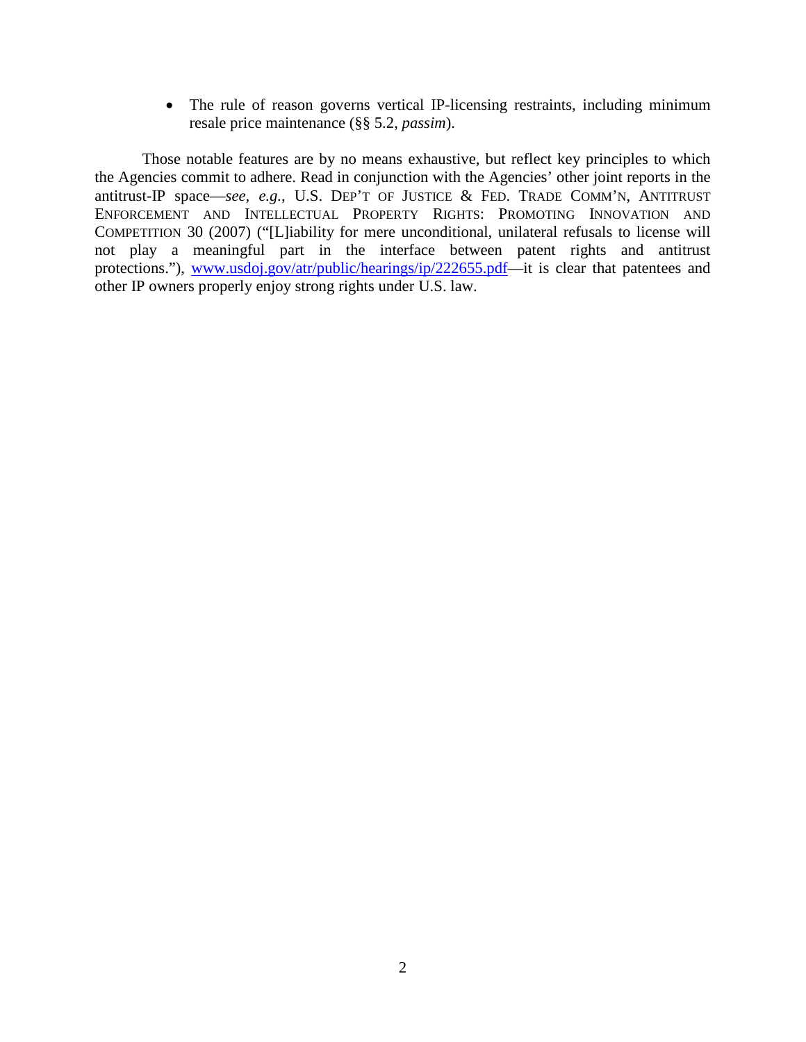- The rule of reason governs vertical IP-licensing restraints, including minimum resale price maintenance (§§ 5.2, *passim*).

Those notable features are by no means exhaustive, but reflect key principles to which the Agencies commit to adhere. Read in conjunction with the Agencies' other joint reports in the antitrust-IP space—*see, e.g.*, U.S. DEP'T OF JUSTICE & FED. TRADE COMM'N, ANTITRUST ENFORCEMENT AND INTELLECTUAL PROPERTY RIGHTS: PROMOTING INNOVATION AND COMPETITION 30 (2007) ("[L]iability for mere unconditional, unilateral refusals to license will not play a meaningful part in the interface between patent rights and antitrust protections."), www.usdoj.gov/atr/public/hearings/ip/222655.pdf—it is clear that patentees and other IP owners properly enjoy strong rights under U.S. law.